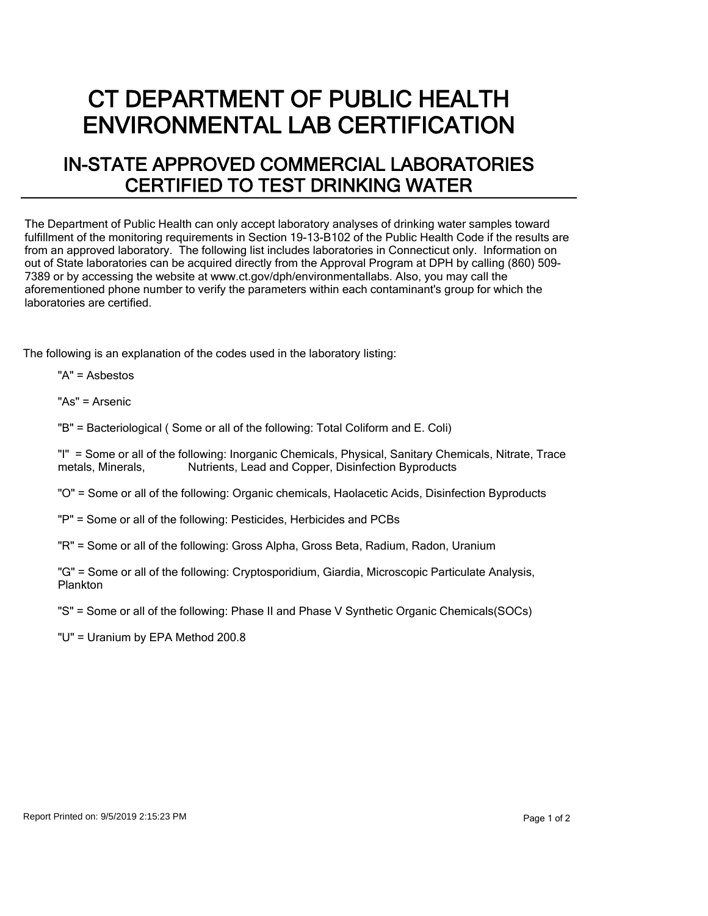# CT DEPARTMENT OF PUBLIC HEALTH ENVIRONMENTAL LAB CERTIFICATION

## IN-STATE APPROVED COMMERCIAL LABORATORIES CERTIFIED TO TEST DRINKING WATER

The Department of Public Health can only accept laboratory analyses of drinking water samples toward fulfillment of the monitoring requirements in Section 19-13-B102 of the Public Health Code if the results are from an approved laboratory. The following list includes laboratories in Connecticut only. Information on out of State laboratories can be acquired directly from the Approval Program at DPH by calling (860) 509-7389 or by accessing the website at www.ct.gov/dph/environmentallabs. Also, you may call the aforementioned phone number to verify the parameters within each contaminant's group for which the laboratories are certified.

The following is an explanation of the codes used in the laboratory listing:

"A" = Asbestos

"As" = Arsenic

"B" = Bacteriological ( Some or all of the following: Total Coliform and E. Coli)

"I" = Some or all of the following: Inorganic Chemicals, Physical, Sanitary Chemicals, Nitrate, Trace metals, Minerals, Nutrients, Lead and Copper, Disinfection Byproducts

"O" = Some or all of the following: Organic chemicals, Haolacetic Acids, Disinfection Byproducts

"P" = Some or all of the following: Pesticides, Herbicides and PCBs

"R" = Some or all of the following: Gross Alpha, Gross Beta, Radium, Radon, Uranium

"G" = Some or all of the following: Cryptosporidium, Giardia, Microscopic Particulate Analysis, Plankton

"S" = Some or all of the following: Phase II and Phase V Synthetic Organic Chemicals(SOCs)

"U" = Uranium by EPA Method 200.8

Report Printed on: 9/5/2019 2:15:23 PM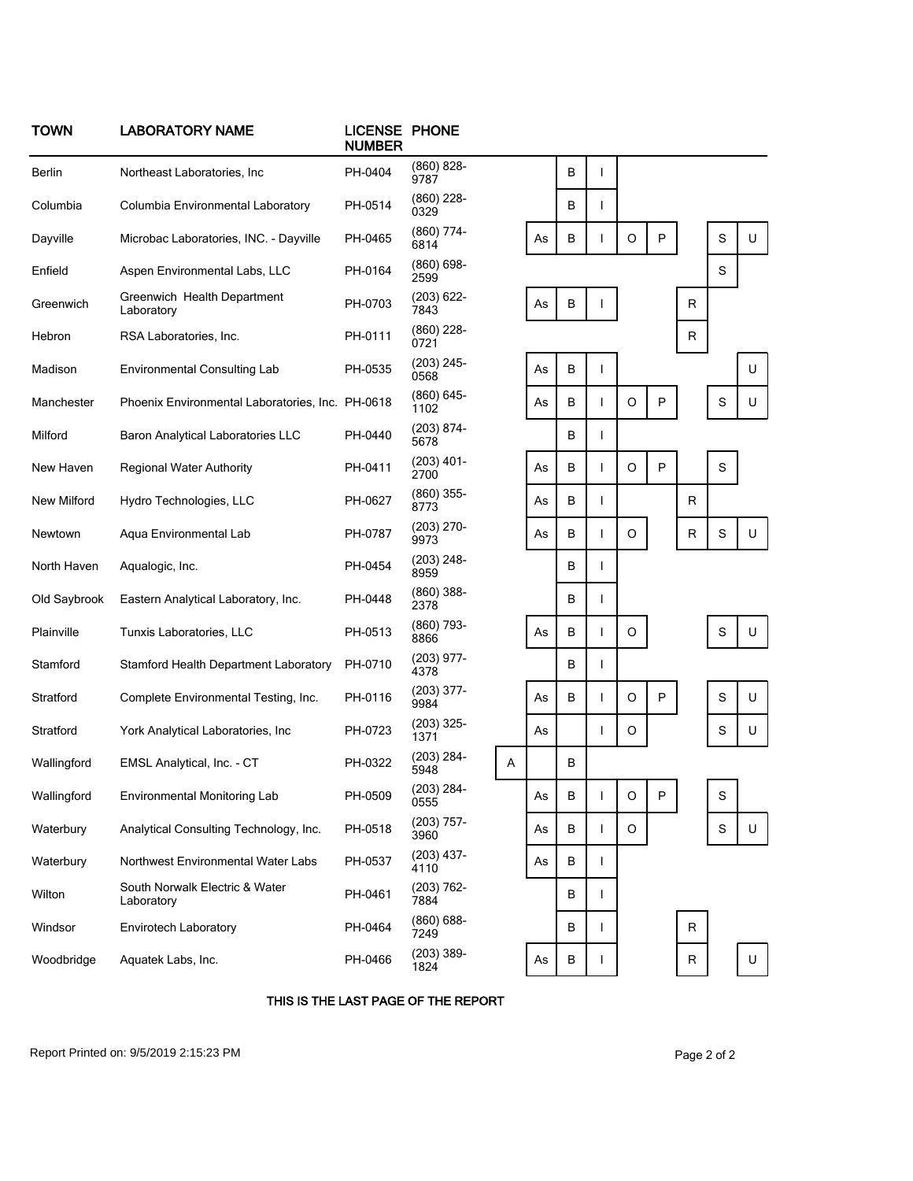| TOWN | LABORATORY NAME | LICENSE NUMBER | PHONE | | | | | | | | | |
|---|---|---|---|---|---|---|---|---|---|---|---|---|
| Berlin | Northeast Laboratories, Inc | PH-0404 | (860) 828-9787 | | | B | I | | | | | |
| Columbia | Columbia Environmental Laboratory | PH-0514 | (860) 228-0329 | | | B | I | | | | | |
| Dayville | Microbac Laboratories, INC. - Dayville | PH-0465 | (860) 774-6814 | | As | B | I | O | P | | S | U |
| Enfield | Aspen Environmental Labs, LLC | PH-0164 | (860) 698-2599 | | | | | | | | S | |
| Greenwich | Greenwich Health Department Laboratory | PH-0703 | (203) 622-7843 | | As | B | I | | | R | | |
| Hebron | RSA Laboratories, Inc. | PH-0111 | (860) 228-0721 | | | | | | | R | | |
| Madison | Environmental Consulting Lab | PH-0535 | (203) 245-0568 | | As | B | I | | | | | U |
| Manchester | Phoenix Environmental Laboratories, Inc. | PH-0618 | (860) 645-1102 | | As | B | I | O | P | | S | U |
| Milford | Baron Analytical Laboratories LLC | PH-0440 | (203) 874-5678 | | | B | I | | | | | |
| New Haven | Regional Water Authority | PH-0411 | (203) 401-2700 | | As | B | I | O | P | | S | |
| New Milford | Hydro Technologies, LLC | PH-0627 | (860) 355-8773 | | As | B | I | | | R | | |
| Newtown | Aqua Environmental Lab | PH-0787 | (203) 270-9973 | | As | B | I | O | | R | S | U |
| North Haven | Aqualogic, Inc. | PH-0454 | (203) 248-8959 | | | B | I | | | | | |
| Old Saybrook | Eastern Analytical Laboratory, Inc. | PH-0448 | (860) 388-2378 | | | B | I | | | | | |
| Plainville | Tunxis Laboratories, LLC | PH-0513 | (860) 793-8866 | | As | B | I | O | | | S | U |
| Stamford | Stamford Health Department Laboratory | PH-0710 | (203) 977-4378 | | | B | I | | | | | |
| Stratford | Complete Environmental Testing, Inc. | PH-0116 | (203) 377-9984 | | As | B | I | O | P | | S | U |
| Stratford | York Analytical Laboratories, Inc | PH-0723 | (203) 325-1371 | | As | | I | O | | | S | U |
| Wallingford | EMSL Analytical, Inc. - CT | PH-0322 | (203) 284-5948 | A | | B | | | | | | |
| Wallingford | Environmental Monitoring Lab | PH-0509 | (203) 284-0555 | | As | B | I | O | P | | S | |
| Waterbury | Analytical Consulting Technology, Inc. | PH-0518 | (203) 757-3960 | | As | B | I | O | | | S | U |
| Waterbury | Northwest Environmental Water Labs | PH-0537 | (203) 437-4110 | | As | B | I | | | | | |
| Wilton | South Norwalk Electric & Water Laboratory | PH-0461 | (203) 762-7884 | | | B | I | | | | | |
| Windsor | Envirotech Laboratory | PH-0464 | (860) 688-7249 | | | B | I | | | R | | |
| Woodbridge | Aquatek Labs, Inc. | PH-0466 | (203) 389-1824 | | As | B | I | | | R | | U |

**THIS IS THE LAST PAGE OF THE REPORT**

Report Printed on: 9/5/2019 2:15:23 PM